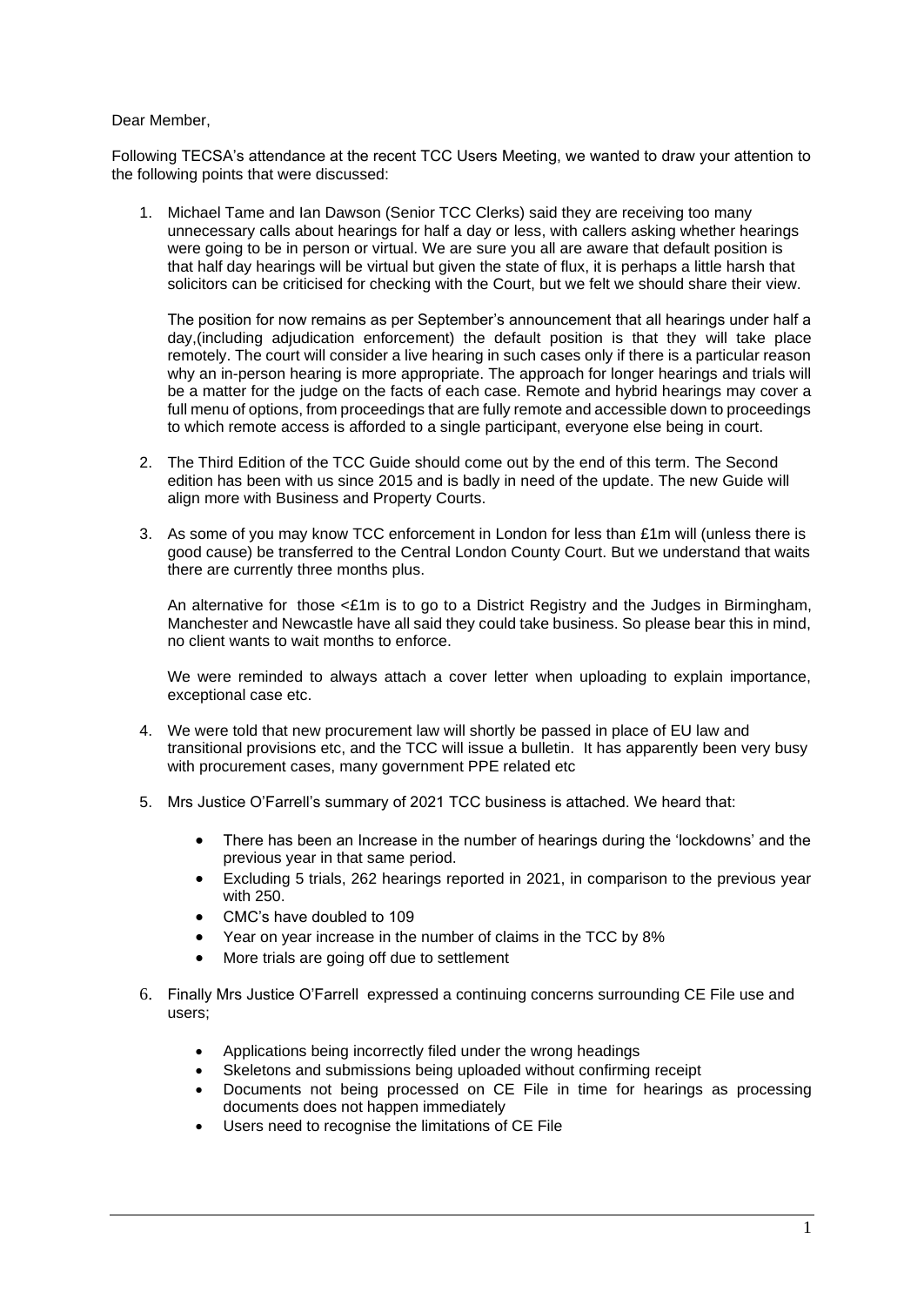Dear Member,

Following TECSA's attendance at the recent TCC Users Meeting, we wanted to draw your attention to the following points that were discussed:

1. Michael Tame and Ian Dawson (Senior TCC Clerks) said they are receiving too many unnecessary calls about hearings for half a day or less, with callers asking whether hearings were going to be in person or virtual. We are sure you all are aware that default position is that half day hearings will be virtual but given the state of flux, it is perhaps a little harsh that solicitors can be criticised for checking with the Court, but we felt we should share their view.

   The position for now remains as per September's announcement that all hearings under half a day,(including adjudication enforcement) the default position is that they will take place remotely. The court will consider a live hearing in such cases only if there is a particular reason why an in-person hearing is more appropriate. The approach for longer hearings and trials will be a matter for the judge on the facts of each case. Remote and hybrid hearings may cover a full menu of options, from proceedings that are fully remote and accessible down to proceedings to which remote access is afforded to a single participant, everyone else being in court.

2. The Third Edition of the TCC Guide should come out by the end of this term. The Second edition has been with us since 2015 and is badly in need of the update. The new Guide will align more with Business and Property Courts.

3. As some of you may know TCC enforcement in London for less than £1m will (unless there is good cause) be transferred to the Central London County Court. But we understand that waits there are currently three months plus.

   An alternative for those <£1m is to go to a District Registry and the Judges in Birmingham, Manchester and Newcastle have all said they could take business. So please bear this in mind, no client wants to wait months to enforce.

   We were reminded to always attach a cover letter when uploading to explain importance, exceptional case etc.

4. We were told that new procurement law will shortly be passed in place of EU law and transitional provisions etc, and the TCC will issue a bulletin. It has apparently been very busy with procurement cases, many government PPE related etc

5. Mrs Justice O'Farrell's summary of 2021 TCC business is attached. We heard that:

   - There has been an Increase in the number of hearings during the 'lockdowns' and the previous year in that same period.
   - Excluding 5 trials, 262 hearings reported in 2021, in comparison to the previous year with 250.
   - CMC's have doubled to 109
   - Year on year increase in the number of claims in the TCC by 8%
   - More trials are going off due to settlement

6. Finally Mrs Justice O'Farrell expressed a continuing concerns surrounding CE File use and users;

   - Applications being incorrectly filed under the wrong headings
   - Skeletons and submissions being uploaded without confirming receipt
   - Documents not being processed on CE File in time for hearings as processing documents does not happen immediately
   - Users need to recognise the limitations of CE File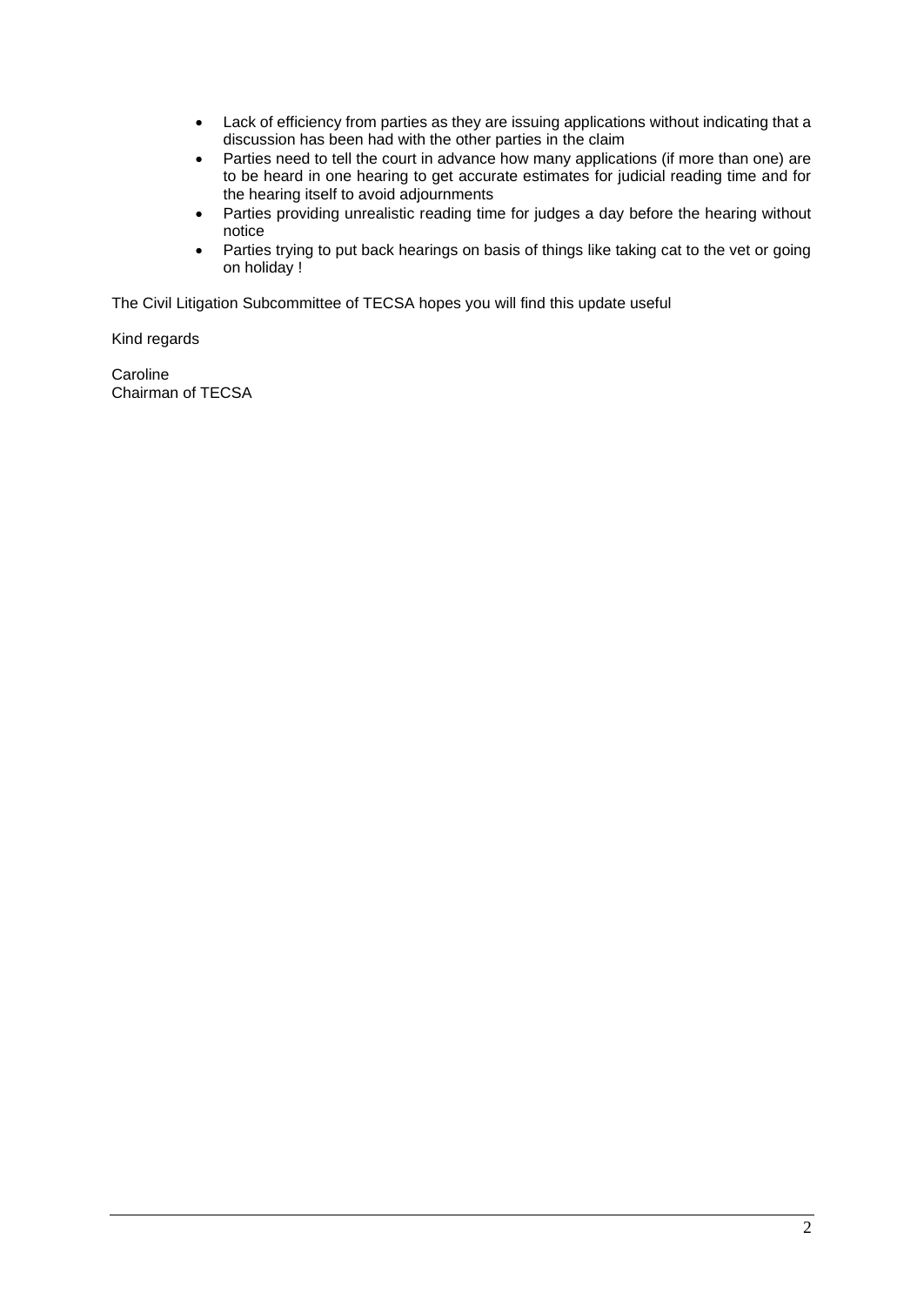- Lack of efficiency from parties as they are issuing applications without indicating that a discussion has been had with the other parties in the claim
- Parties need to tell the court in advance how many applications (if more than one) are to be heard in one hearing to get accurate estimates for judicial reading time and for the hearing itself to avoid adjournments
- Parties providing unrealistic reading time for judges a day before the hearing without notice
- Parties trying to put back hearings on basis of things like taking cat to the vet or going on holiday !

The Civil Litigation Subcommittee of TECSA hopes you will find this update useful

Kind regards

Caroline
Chairman of TECSA